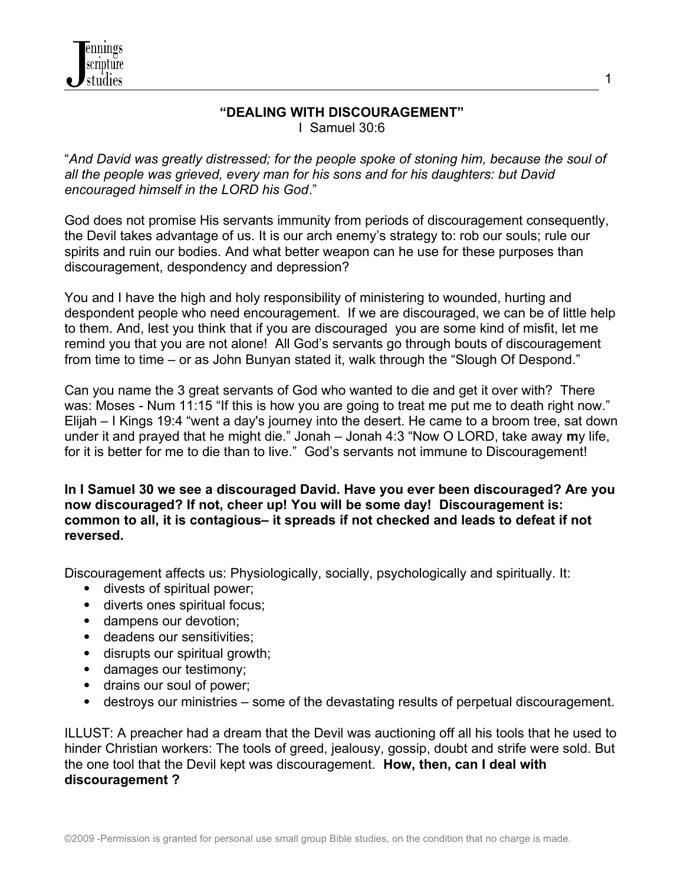# "DEALING WITH DISCOURAGEMENT"

I Samuel 30:6

"*And David was greatly distressed; for the people spoke of stoning him, because the soul of all the people was grieved, every man for his sons and for his daughters: but David encouraged himself in the LORD his God*."

God does not promise His servants immunity from periods of discouragement consequently, the Devil takes advantage of us. It is our arch enemy's strategy to: rob our souls; rule our spirits and ruin our bodies. And what better weapon can he use for these purposes than discouragement, despondency and depression?

You and I have the high and holy responsibility of ministering to wounded, hurting and despondent people who need encouragement. If we are discouraged, we can be of little help to them. And, lest you think that if you are discouraged you are some kind of misfit, let me remind you that you are not alone! All God's servants go through bouts of discouragement from time to time – or as John Bunyan stated it, walk through the "Slough Of Despond."

Can you name the 3 great servants of God who wanted to die and get it over with? There was: Moses - Num 11:15 "If this is how you are going to treat me put me to death right now." Elijah – I Kings 19:4 "went a day's journey into the desert. He came to a broom tree, sat down under it and prayed that he might die." Jonah – Jonah 4:3 "Now O LORD, take away **m**y life, for it is better for me to die than to live." God's servants not immune to Discouragement!

**In I Samuel 30 we see a discouraged David. Have you ever been discouraged? Are you now discouraged? If not, cheer up! You will be some day! Discouragement is: common to all, it is contagious– it spreads if not checked and leads to defeat if not reversed.**

Discouragement affects us: Physiologically, socially, psychologically and spiritually. It:

- divests of spiritual power;
- diverts ones spiritual focus;
- dampens our devotion;
- deadens our sensitivities;
- disrupts our spiritual growth;
- damages our testimony;
- drains our soul of power;
- destroys our ministries – some of the devastating results of perpetual discouragement.

ILLUST: A preacher had a dream that the Devil was auctioning off all his tools that he used to hinder Christian workers: The tools of greed, jealousy, gossip, doubt and strife were sold. But the one tool that the Devil kept was discouragement. **How, then, can I deal with discouragement ?**

©2009 -Permission is granted for personal use small group Bible studies, on the condition that no charge is made.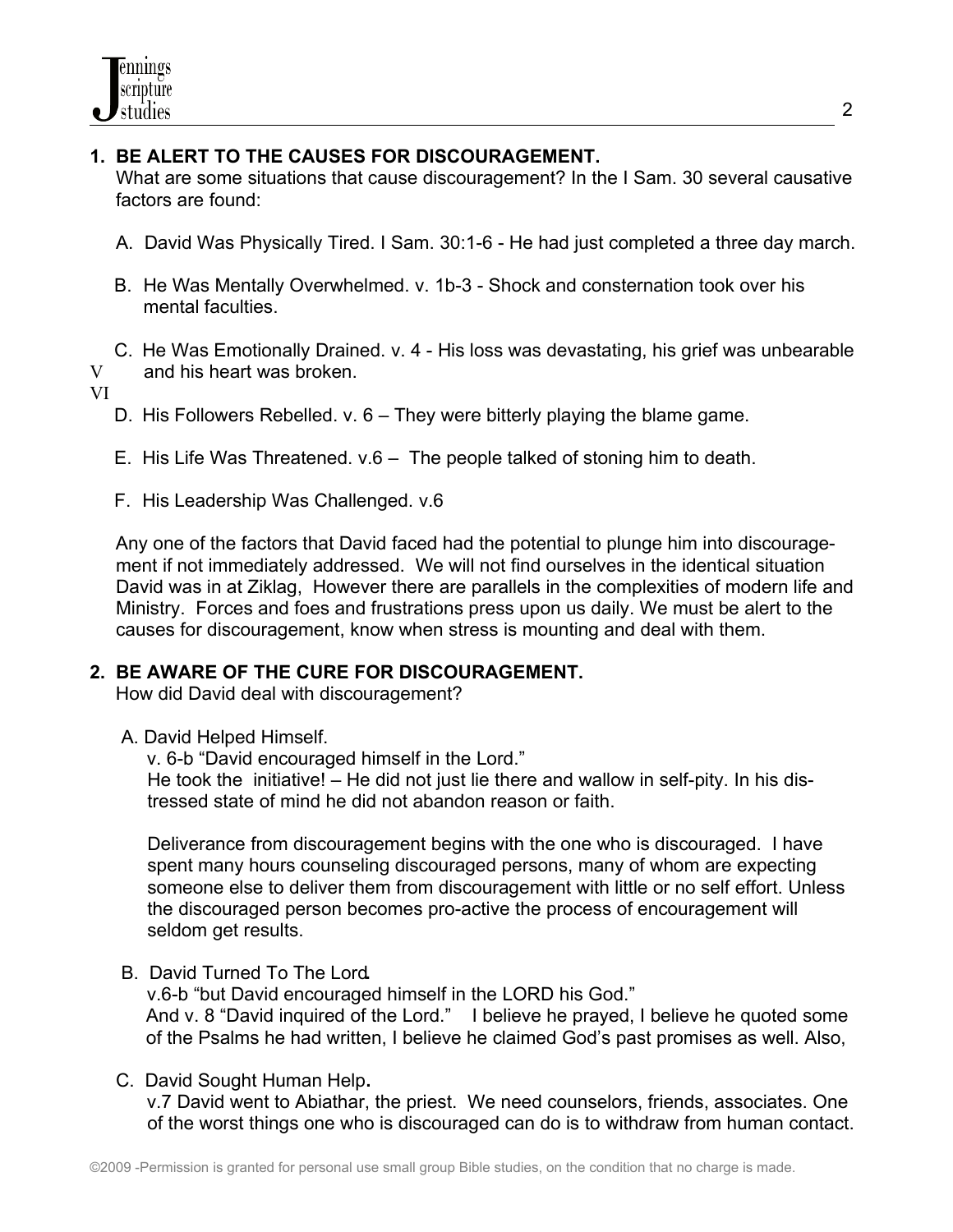**1. BE ALERT TO THE CAUSES FOR DISCOURAGEMENT.**

What are some situations that cause discouragement? In the I Sam. 30 several causative factors are found:

A. David Was Physically Tired. I Sam. 30:1-6 - He had just completed a three day march.

B. He Was Mentally Overwhelmed. v. 1b-3 - Shock and consternation took over his mental faculties.

C. He Was Emotionally Drained. v. 4 - His loss was devastating, his grief was unbearable and his heart was broken.

V

VI

D. His Followers Rebelled. v. 6 – They were bitterly playing the blame game.

E. His Life Was Threatened. v.6 – The people talked of stoning him to death.

F. His Leadership Was Challenged. v.6

Any one of the factors that David faced had the potential to plunge him into discouragement if not immediately addressed. We will not find ourselves in the identical situation David was in at Ziklag, However there are parallels in the complexities of modern life and Ministry. Forces and foes and frustrations press upon us daily. We must be alert to the causes for discouragement, know when stress is mounting and deal with them.

**2. BE AWARE OF THE CURE FOR DISCOURAGEMENT.**

How did David deal with discouragement?

A. David Helped Himself.

v. 6-b "David encouraged himself in the Lord."

He took the initiative! – He did not just lie there and wallow in self-pity. In his distressed state of mind he did not abandon reason or faith.

Deliverance from discouragement begins with the one who is discouraged. I have spent many hours counseling discouraged persons, many of whom are expecting someone else to deliver them from discouragement with little or no self effort. Unless the discouraged person becomes pro-active the process of encouragement will seldom get results.

B. David Turned To The Lord.

v.6-b "but David encouraged himself in the LORD his God."

And v. 8 "David inquired of the Lord." I believe he prayed, I believe he quoted some of the Psalms he had written, I believe he claimed God's past promises as well. Also,

C. David Sought Human Help.

v.7 David went to Abiathar, the priest. We need counselors, friends, associates. One of the worst things one who is discouraged can do is to withdraw from human contact.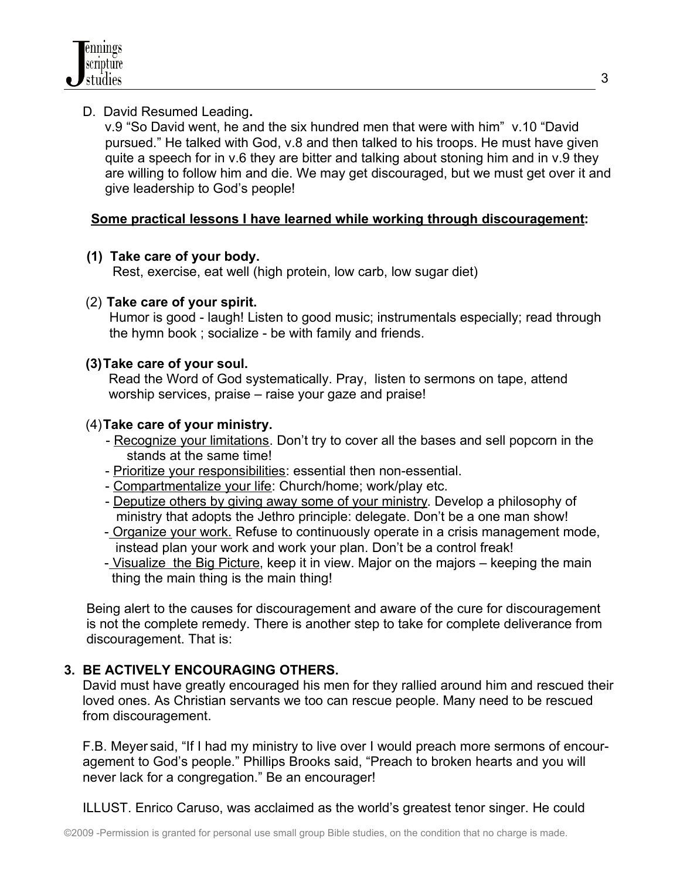D. David Resumed Leading**.**

v.9 "So David went, he and the six hundred men that were with him" v.10 "David pursued." He talked with God, v.8 and then talked to his troops. He must have given quite a speech for in v.6 they are bitter and talking about stoning him and in v.9 they are willing to follow him and die. We may get discouraged, but we must get over it and give leadership to God's people!

**Some practical lessons I have learned while working through discouragement:**

**(1) Take care of your body.**
Rest, exercise, eat well (high protein, low carb, low sugar diet)

(2) **Take care of your spirit.**
Humor is good - laugh! Listen to good music; instrumentals especially; read through the hymn book ; socialize - be with family and friends.

**(3) Take care of your soul.**
Read the Word of God systematically. Pray, listen to sermons on tape, attend worship services, praise – raise your gaze and praise!

(4) **Take care of your ministry.**

- Recognize your limitations. Don't try to cover all the bases and sell popcorn in the stands at the same time!
- Prioritize your responsibilities: essential then non-essential.
- Compartmentalize your life: Church/home; work/play etc.
- Deputize others by giving away some of your ministry. Develop a philosophy of ministry that adopts the Jethro principle: delegate. Don't be a one man show!
- Organize your work. Refuse to continuously operate in a crisis management mode, instead plan your work and work your plan. Don't be a control freak!
- Visualize the Big Picture, keep it in view. Major on the majors – keeping the main thing the main thing is the main thing!

Being alert to the causes for discouragement and aware of the cure for discouragement is not the complete remedy. There is another step to take for complete deliverance from discouragement. That is:

**3. BE ACTIVELY ENCOURAGING OTHERS.**

David must have greatly encouraged his men for they rallied around him and rescued their loved ones. As Christian servants we too can rescue people. Many need to be rescued from discouragement.

F.B. Meyer said, "If I had my ministry to live over I would preach more sermons of encouragement to God's people." Phillips Brooks said, "Preach to broken hearts and you will never lack for a congregation." Be an encourager!

ILLUST. Enrico Caruso, was acclaimed as the world's greatest tenor singer. He could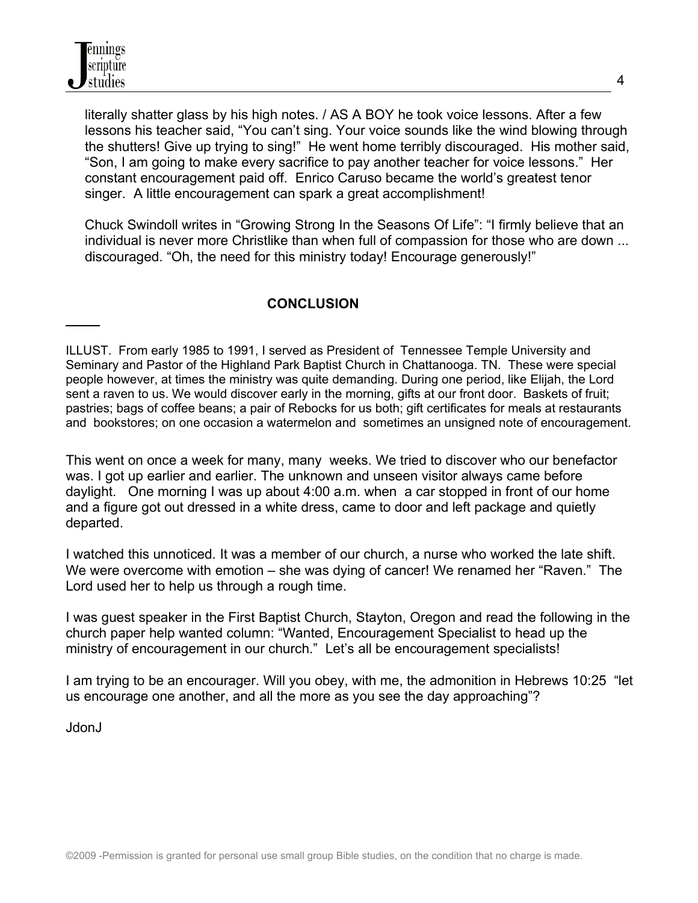literally shatter glass by his high notes. / AS A BOY he took voice lessons. After a few lessons his teacher said, "You can't sing. Your voice sounds like the wind blowing through the shutters! Give up trying to sing!" He went home terribly discouraged. His mother said, "Son, I am going to make every sacrifice to pay another teacher for voice lessons." Her constant encouragement paid off. Enrico Caruso became the world's greatest tenor singer. A little encouragement can spark a great accomplishment!

Chuck Swindoll writes in "Growing Strong In the Seasons Of Life": "I firmly believe that an individual is never more Christlike than when full of compassion for those who are down ... discouraged. "Oh, the need for this ministry today! Encourage generously!"

## CONCLUSION

ILLUST. From early 1985 to 1991, I served as President of Tennessee Temple University and Seminary and Pastor of the Highland Park Baptist Church in Chattanooga. TN. These were special people however, at times the ministry was quite demanding. During one period, like Elijah, the Lord sent a raven to us. We would discover early in the morning, gifts at our front door. Baskets of fruit; pastries; bags of coffee beans; a pair of Rebocks for us both; gift certificates for meals at restaurants and bookstores; on one occasion a watermelon and sometimes an unsigned note of encouragement.

This went on once a week for many, many weeks. We tried to discover who our benefactor was. I got up earlier and earlier. The unknown and unseen visitor always came before daylight. One morning I was up about 4:00 a.m. when a car stopped in front of our home and a figure got out dressed in a white dress, came to door and left package and quietly departed.

I watched this unnoticed. It was a member of our church, a nurse who worked the late shift. We were overcome with emotion – she was dying of cancer! We renamed her "Raven." The Lord used her to help us through a rough time.

I was guest speaker in the First Baptist Church, Stayton, Oregon and read the following in the church paper help wanted column: "Wanted, Encouragement Specialist to head up the ministry of encouragement in our church." Let's all be encouragement specialists!

I am trying to be an encourager. Will you obey, with me, the admonition in Hebrews 10:25 "let us encourage one another, and all the more as you see the day approaching"?

JdonJ

©2009 -Permission is granted for personal use small group Bible studies, on the condition that no charge is made.